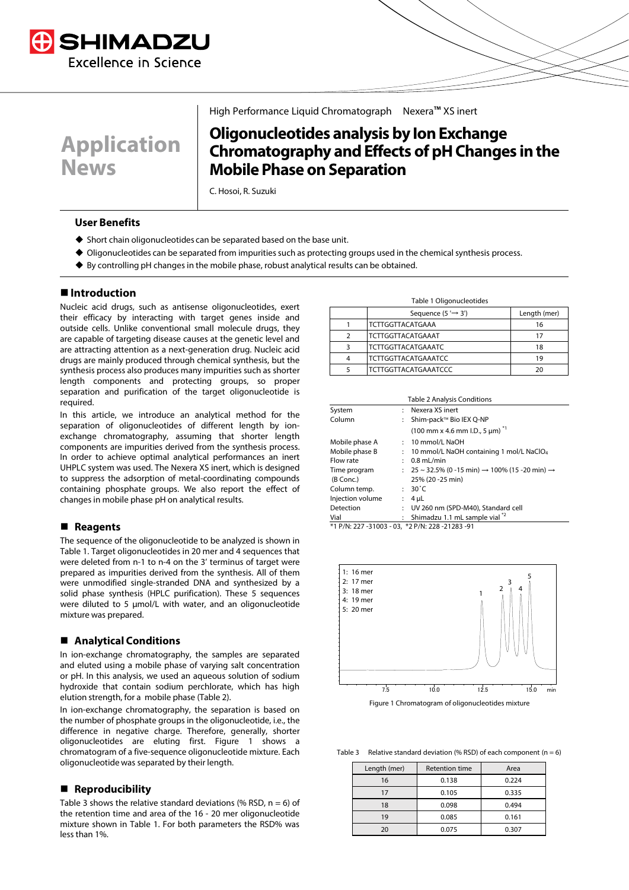High Performance Liquid Chromatograph Nexera™ XS inert

Application News

# Oligonucleotides analysis by Ion Exchange Chromatography and Effects of pH Changes in the Mobile Phase on Separation

C. Hosoi, R. Suzuki

## User Benefits

- Short chain oligonucleotides can be separated based on the base unit.
- Oligonucleotides can be separated from impurities such as protecting groups used in the chemical synthesis process.
- By controlling pH changes in the mobile phase, robust analytical results can be obtained.

## Introduction

Nucleic acid drugs, such as antisense oligonucleotides, exert their efficacy by interacting with target genes inside and outside cells. Unlike conventional small molecule drugs, they are capable of targeting disease causes at the genetic level and are attracting attention as a next-generation drug. Nucleic acid drugs are mainly produced through chemical synthesis, but the synthesis process also produces many impurities such as shorter length components and protecting groups, so proper separation and purification of the target oligonucleotide is required.

In this article, we introduce an analytical method for the separation of oligonucleotides of different length by ion-exchange chromatography, assuming that shorter length components are impurities derived from the synthesis process. In order to achieve optimal analytical performances an inert UHPLC system was used. The Nexera XS inert, which is designed to suppress the adsorption of metal-coordinating compounds containing phosphate groups. We also report the effect of changes in mobile phase pH on analytical results.

## Reagents

The sequence of the oligonucleotide to be analyzed is shown in Table 1. Target oligonucleotides in 20 mer and 4 sequences that were deleted from n-1 to n-4 on the 3' terminus of target were prepared as impurities derived from the synthesis. All of them were unmodified single-stranded DNA and synthesized by a solid phase synthesis (HPLC purification). These 5 sequences were diluted to 5 µmol/L with water, and an oligonucleotide mixture was prepared.

## Analytical Conditions

In ion-exchange chromatography, the samples are separated and eluted using a mobile phase of varying salt concentration or pH. In this analysis, we used an aqueous solution of sodium hydroxide that contain sodium perchlorate, which has high elution strength, for a mobile phase (Table 2).

In ion-exchange chromatography, the separation is based on the number of phosphate groups in the oligonucleotide, i.e., the difference in negative charge. Therefore, generally, shorter oligonucleotides are eluting first. Figure 1 shows a chromatogram of a five-sequence oligonucleotide mixture. Each oligonucleotide was separated by their length.

## Reproducibility

Table 3 shows the relative standard deviations (%RSD, n = 6) of the retention time and area of the 16 - 20 mer oligonucleotide mixture shown in Table 1. For both parameters the RSD% was less than 1%.

Table 1 Oligonucleotides

| | Sequence (5 '→ 3') | Length (mer) |
|---|---|---|
| 1 | TCTTGGTTACATGAAA | 16 |
| 2 | TCTTGGTTACATGAAAT | 17 |
| 3 | TCTTGGTTACATGAAATC | 18 |
| 4 | TCTTGGTTACATGAAATCC | 19 |
| 5 | TCTTGGTTACATGAAATCCC | 20 |

Table 2 Analysis Conditions

| | | |
|---|---|---|
| System | : | Nexera XS inert |
| Column | : | Shim-pack™ Bio IEX Q-NP (100 mm x 4.6 mm I.D., 5 µm) *1 |
| Mobile phase A | : | 10 mmol/L NaOH |
| Mobile phase B | : | 10 mmol/L NaOH containing 1 mol/L $NaClO_4$ |
| Flow rate | : | 0.8 mL/min |
| Time program (B Conc.) | : | 25 ~ 32.5% (0 -15 min) → 100% (15 -20 min) → 25% (20 -25 min) |
| Column temp. | : | 30˚C |
| Injection volume | : | 4 µL |
| Detection | : | UV 260 nm (SPD-M40), Standard cell |
| Vial | : | Shimadzu 1.1 mL sample vial *2 |

*1 P/N: 227 -31003 - 03, *2 P/N: 228 -21283 -91

Figure 1 Chromatogram of oligonucleotides mixture

Table 3 Relative standard deviation (% RSD) of each component (n = 6)

| Length (mer) | Retention time | Area |
|---|---|---|
| 16 | 0.138 | 0.224 |
| 17 | 0.105 | 0.335 |
| 18 | 0.098 | 0.494 |
| 19 | 0.085 | 0.161 |
| 20 | 0.075 | 0.307 |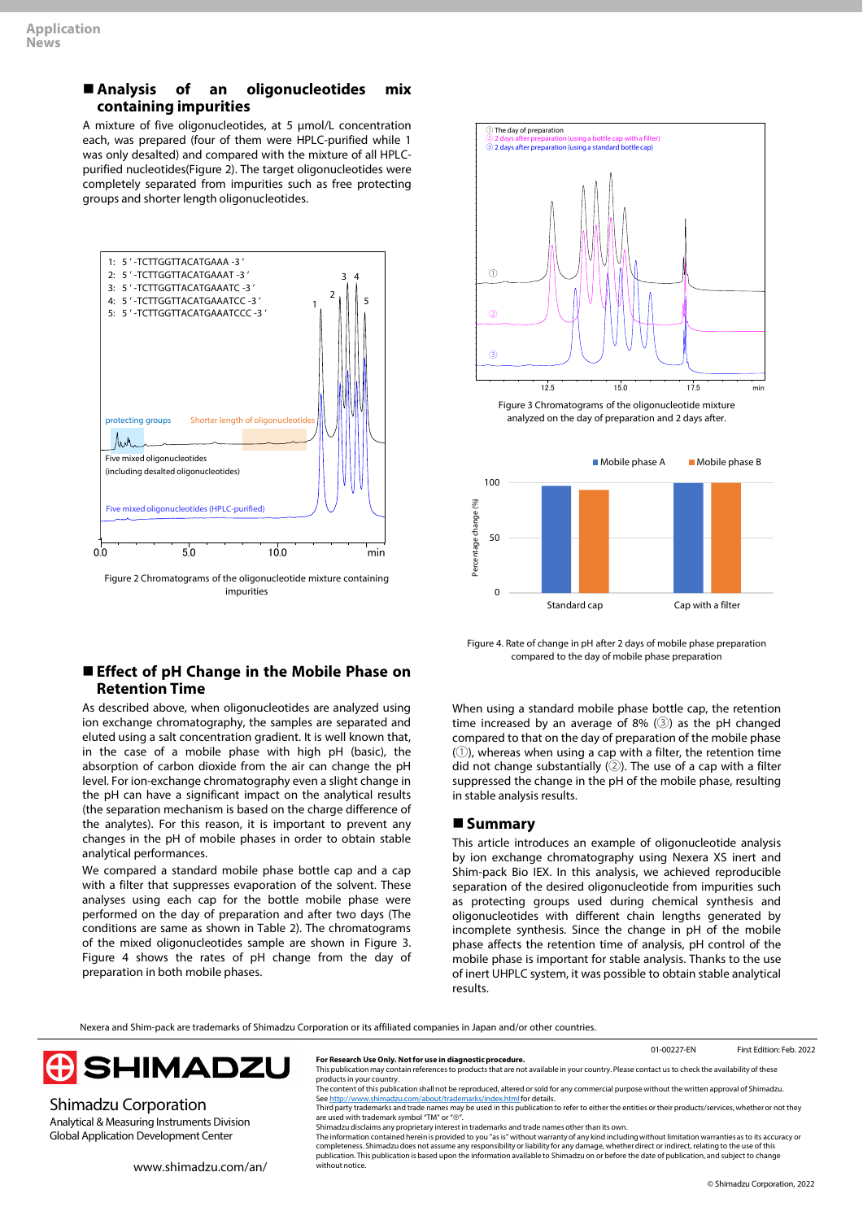## ■ Analysis of an oligonucleotides mix containing impurities

A mixture of five oligonucleotides, at 5 µmol/L concentration each, was prepared (four of them were HPLC-purified while 1 was only desalted) and compared with the mixture of all HPLC-purified nucleotides(Figure 2). The target oligonucleotides were completely separated from impurities such as free protecting groups and shorter length oligonucleotides.

1: 5 ′ -TCTTGGTTACATGAAA -3 ′
2: 5 ′ -TCTTGGTTACATGAAAT -3 ′
3: 5 ′ -TCTTGGTTACATGAAATC -3 ′
4: 5 ′ -TCTTGGTTACATGAAATCC -3 ′
5: 5 ′ -TCTTGGTTACATGAAATCCC -3 ′

protecting groups
Shorter length of oligonucleotides
Five mixed oligonucleotides
(including desalted oligonucleotides)
Five mixed oligonucleotides (HPLC-purified)
0.0 5.0 10.0 min

Figure 2 Chromatograms of the oligonucleotide mixture containing impurities

① The day of preparation
② 2 days after preparation (using a bottle cap with a filter)
③ 2 days after preparation (using a standard bottle cap)
12.5 15.0 17.5 min

Figure 3 Chromatograms of the oligonucleotide mixture analyzed on the day of preparation and 2 days after.

Mobile phase A
Mobile phase B
Percentage change (%)
100
50
0
Standard cap
Cap with a filter

Figure 4. Rate of change in pH after 2 days of mobile phase preparation compared to the day of mobile phase preparation

## ■ Effect of pH Change in the Mobile Phase on Retention Time

As described above, when oligonucleotides are analyzed using ion exchange chromatography, the samples are separated and eluted using a salt concentration gradient. It is well known that, in the case of a mobile phase with high pH (basic), the absorption of carbon dioxide from the air can change the pH level. For ion-exchange chromatography even a slight change in the pH can have a significant impact on the analytical results (the separation mechanism is based on the charge difference of the analytes). For this reason, it is important to prevent any changes in the pH of mobile phases in order to obtain stable analytical performances.

We compared a standard mobile phase bottle cap and a cap with a filter that suppresses evaporation of the solvent. These analyses using each cap for the bottle mobile phase were performed on the day of preparation and after two days (The conditions are same as shown in Table 2). The chromatograms of the mixed oligonucleotides sample are shown in Figure 3. Figure 4 shows the rates of pH change from the day of preparation in both mobile phases.

When using a standard mobile phase bottle cap, the retention time increased by an average of 8% (③) as the pH changed compared to that on the day of preparation of the mobile phase (①), whereas when using a cap with a filter, the retention time did not change substantially (②). The use of a cap with a filter suppressed the change in the pH of the mobile phase, resulting in stable analysis results.

## ■ Summary

This article introduces an example of oligonucleotide analysis by ion exchange chromatography using Nexera XS inert and Shim-pack Bio IEX. In this analysis, we achieved reproducible separation of the desired oligonucleotide from impurities such as protecting groups used during chemical synthesis and oligonucleotides with different chain lengths generated by incomplete synthesis. Since the change in pH of the mobile phase affects the retention time of analysis, pH control of the mobile phase is important for stable analysis. Thanks to the use of inert UHPLC system, it was possible to obtain stable analytical results.

Nexera and Shim-pack are trademarks of Shimadzu Corporation or its affiliated companies in Japan and/or other countries.

SHIMADZU

Shimadzu Corporation
Analytical & Measuring Instruments Division
Global Application Development Center

www.shimadzu.com/an/

01-00227-EN First Edition: Feb. 2022

**For Research Use Only. Not for use in diagnostic procedure.**
This publication may contain references to products that are not available in your country. Please contact us to check the availability of these products in your country.
The content of this publication shall not be reproduced, altered or sold for any commercial purpose without the written approval of Shimadzu.
See http://www.shimadzu.com/about/trademarks/index.html for details.
Third party trademarks and trade names may be used in this publication to refer to either the entities or their products/services, whether or not they are used with trademark symbol "TM" or "®".
Shimadzu disclaims any proprietary interest in trademarks and trade names other than its own.
The information contained herein is provided to you "as is" without warranty of any kind including without limitation warranties as to its accuracy or completeness. Shimadzu does not assume any responsibility or liability for any damage, whether direct or indirect, relating to the use of this publication. This publication is based upon the information available to Shimadzu on or before the date of publication, and subject to change without notice.

© Shimadzu Corporation, 2022